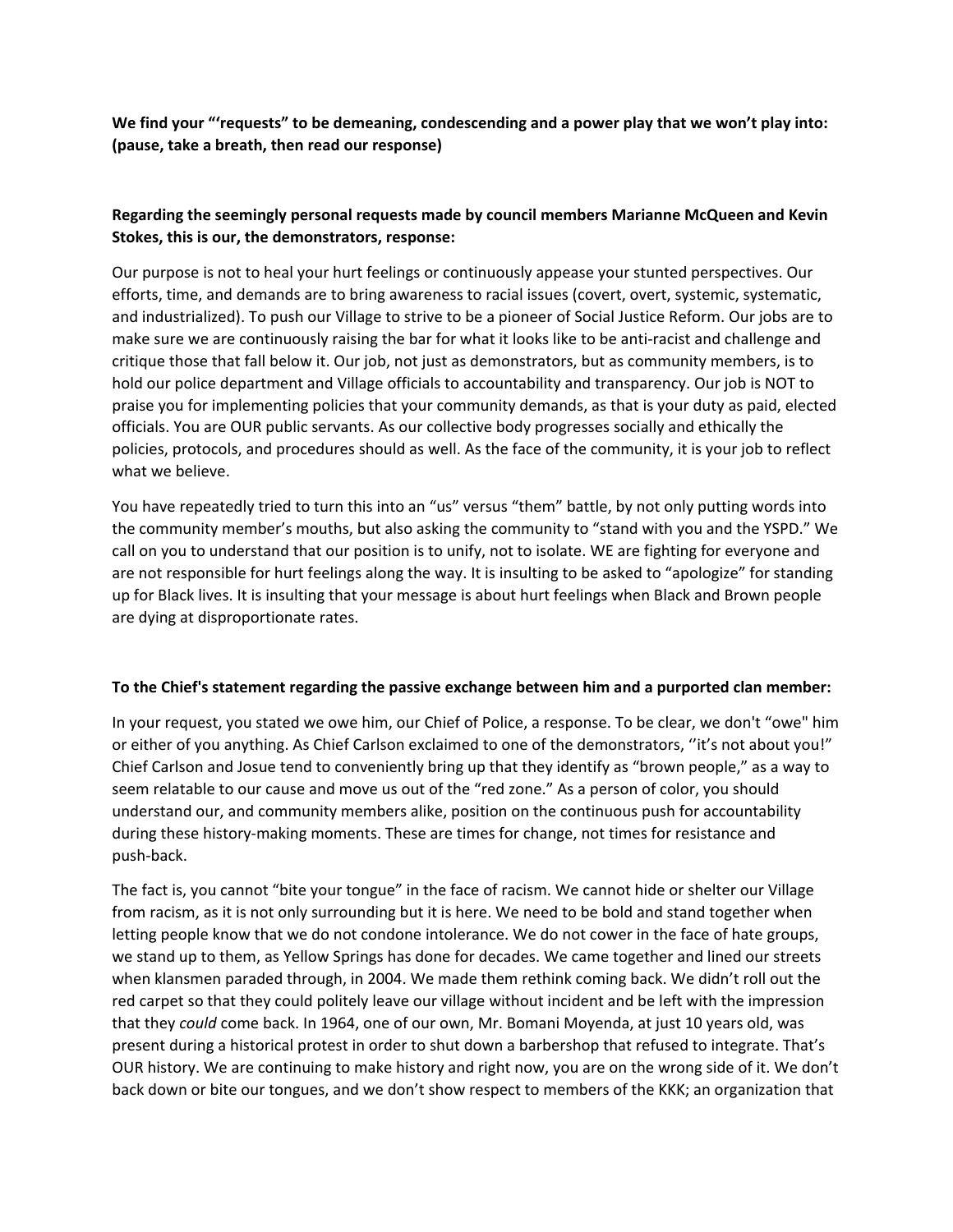**We find your "'requests" to be demeaning, condescending and a power play that we won't play into: (pause, take a breath, then read our response)**

**Regarding the seemingly personal requests made by council members Marianne McQueen and Kevin Stokes, this is our, the demonstrators, response:**

Our purpose is not to heal your hurt feelings or continuously appease your stunted perspectives. Our efforts, time, and demands are to bring awareness to racial issues (covert, overt, systemic, systematic, and industrialized). To push our Village to strive to be a pioneer of Social Justice Reform. Our jobs are to make sure we are continuously raising the bar for what it looks like to be anti-racist and challenge and critique those that fall below it. Our job, not just as demonstrators, but as community members, is to hold our police department and Village officials to accountability and transparency. Our job is NOT to praise you for implementing policies that your community demands, as that is your duty as paid, elected officials. You are OUR public servants. As our collective body progresses socially and ethically the policies, protocols, and procedures should as well. As the face of the community, it is your job to reflect what we believe.

You have repeatedly tried to turn this into an "us" versus "them" battle, by not only putting words into the community member's mouths, but also asking the community to "stand with you and the YSPD." We call on you to understand that our position is to unify, not to isolate. WE are fighting for everyone and are not responsible for hurt feelings along the way. It is insulting to be asked to "apologize" for standing up for Black lives. It is insulting that your message is about hurt feelings when Black and Brown people are dying at disproportionate rates.

**To the Chief's statement regarding the passive exchange between him and a purported clan member:**

In your request, you stated we owe him, our Chief of Police, a response. To be clear, we don't "owe" him or either of you anything. As Chief Carlson exclaimed to one of the demonstrators, ''it's not about you!" Chief Carlson and Josue tend to conveniently bring up that they identify as "brown people," as a way to seem relatable to our cause and move us out of the "red zone." As a person of color, you should understand our, and community members alike, position on the continuous push for accountability during these history-making moments. These are times for change, not times for resistance and push-back.

The fact is, you cannot "bite your tongue" in the face of racism. We cannot hide or shelter our Village from racism, as it is not only surrounding but it is here. We need to be bold and stand together when letting people know that we do not condone intolerance. We do not cower in the face of hate groups, we stand up to them, as Yellow Springs has done for decades. We came together and lined our streets when klansmen paraded through, in 2004. We made them rethink coming back. We didn't roll out the red carpet so that they could politely leave our village without incident and be left with the impression that they *could* come back. In 1964, one of our own, Mr. Bomani Moyenda, at just 10 years old, was present during a historical protest in order to shut down a barbershop that refused to integrate. That's OUR history. We are continuing to make history and right now, you are on the wrong side of it. We don't back down or bite our tongues, and we don't show respect to members of the KKK; an organization that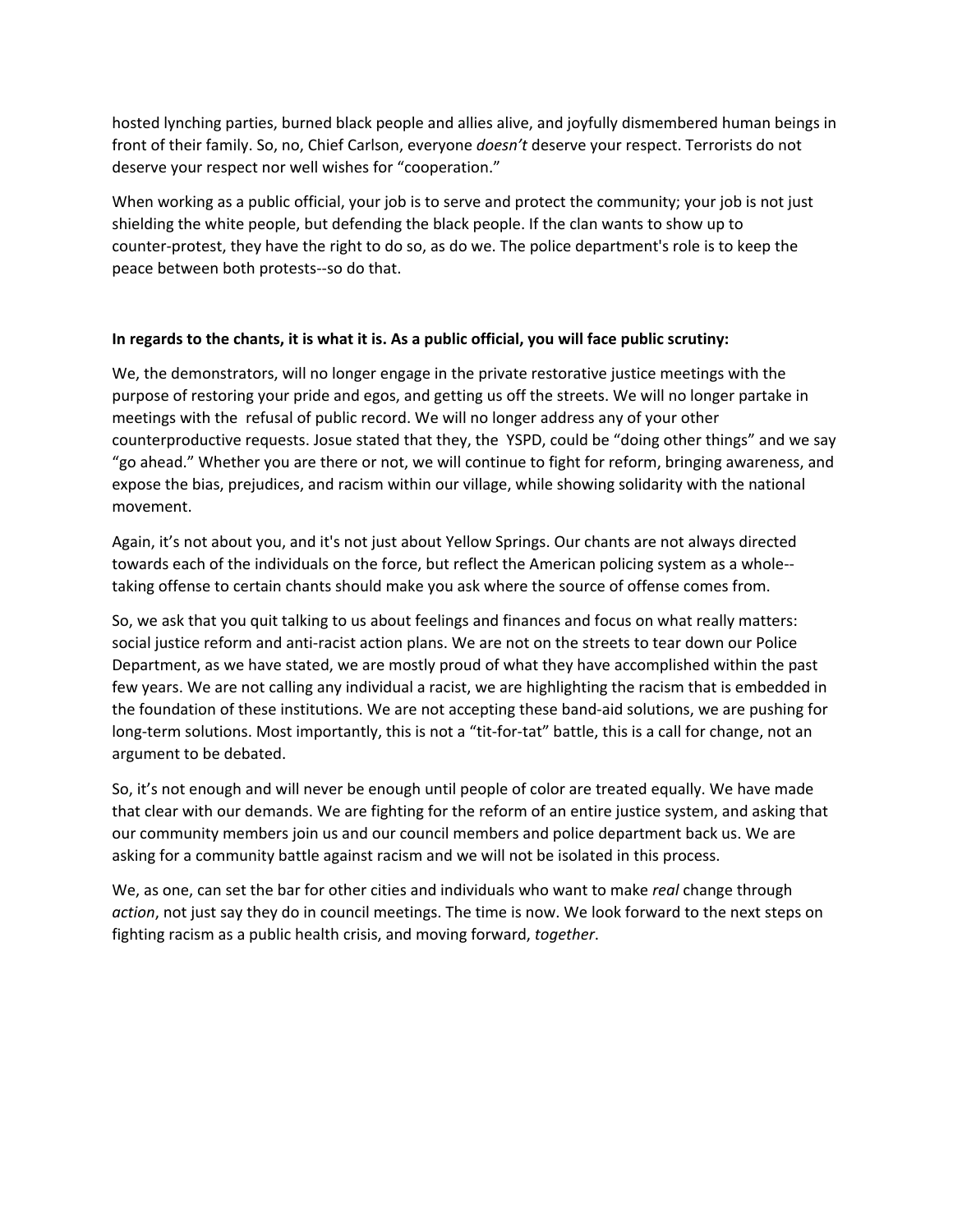hosted lynching parties, burned black people and allies alive, and joyfully dismembered human beings in front of their family. So, no, Chief Carlson, everyone *doesn't* deserve your respect. Terrorists do not deserve your respect nor well wishes for "cooperation."

When working as a public official, your job is to serve and protect the community; your job is not just shielding the white people, but defending the black people. If the clan wants to show up to counter-protest, they have the right to do so, as do we. The police department's role is to keep the peace between both protests--so do that.

**In regards to the chants, it is what it is. As a public official, you will face public scrutiny:**

We, the demonstrators, will no longer engage in the private restorative justice meetings with the purpose of restoring your pride and egos, and getting us off the streets. We will no longer partake in meetings with the refusal of public record. We will no longer address any of your other counterproductive requests. Josue stated that they, the YSPD, could be "doing other things" and we say "go ahead." Whether you are there or not, we will continue to fight for reform, bringing awareness, and expose the bias, prejudices, and racism within our village, while showing solidarity with the national movement.

Again, it's not about you, and it's not just about Yellow Springs. Our chants are not always directed towards each of the individuals on the force, but reflect the American policing system as a whole--taking offense to certain chants should make you ask where the source of offense comes from.

So, we ask that you quit talking to us about feelings and finances and focus on what really matters: social justice reform and anti-racist action plans. We are not on the streets to tear down our Police Department, as we have stated, we are mostly proud of what they have accomplished within the past few years. We are not calling any individual a racist, we are highlighting the racism that is embedded in the foundation of these institutions. We are not accepting these band-aid solutions, we are pushing for long-term solutions. Most importantly, this is not a "tit-for-tat" battle, this is a call for change, not an argument to be debated.

So, it's not enough and will never be enough until people of color are treated equally. We have made that clear with our demands. We are fighting for the reform of an entire justice system, and asking that our community members join us and our council members and police department back us. We are asking for a community battle against racism and we will not be isolated in this process.

We, as one, can set the bar for other cities and individuals who want to make *real* change through *action*, not just say they do in council meetings. The time is now. We look forward to the next steps on fighting racism as a public health crisis, and moving forward, *together*.